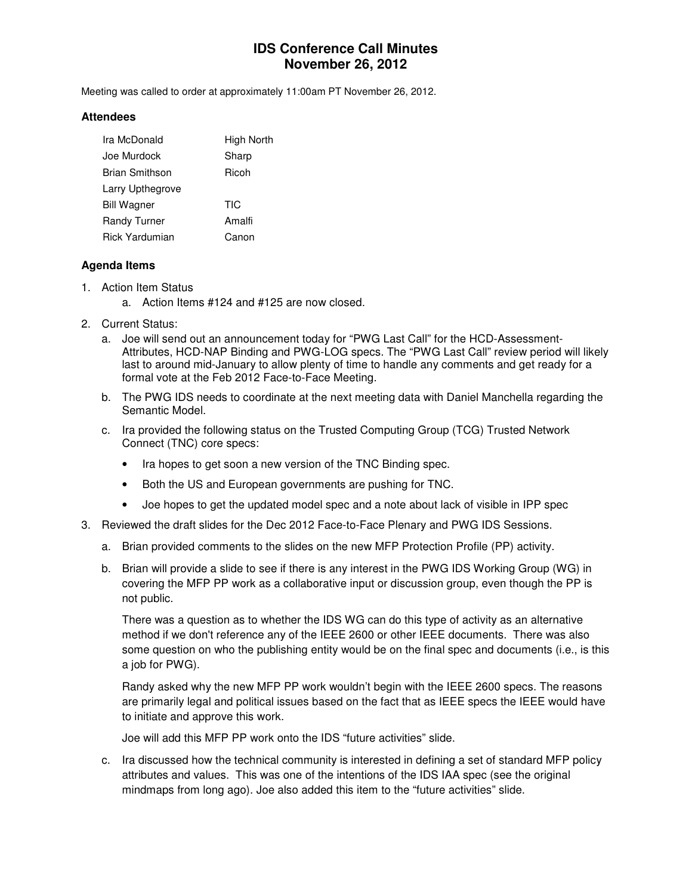# IDS Conference Call Minutes
# November 26, 2012

Meeting was called to order at approximately 11:00am PT November 26, 2012.

### Attendees

| | |
|---|---|
| Ira McDonald | High North |
| Joe Murdock | Sharp |
| Brian Smithson | Ricoh |
| Larry Upthegrove | |
| Bill Wagner | TIC |
| Randy Turner | Amalfi |
| Rick Yardumian | Canon |

### Agenda Items

1. Action Item Status
   a. Action Items #124 and #125 are now closed.
2. Current Status:
   a. Joe will send out an announcement today for "PWG Last Call" for the HCD-Assessment-Attributes, HCD-NAP Binding and PWG-LOG specs. The "PWG Last Call" review period will likely last to around mid-January to allow plenty of time to handle any comments and get ready for a formal vote at the Feb 2012 Face-to-Face Meeting.
   b. The PWG IDS needs to coordinate at the next meeting data with Daniel Manchella regarding the Semantic Model.
   c. Ira provided the following status on the Trusted Computing Group (TCG) Trusted Network Connect (TNC) core specs:
      - Ira hopes to get soon a new version of the TNC Binding spec.
      - Both the US and European governments are pushing for TNC.
      - Joe hopes to get the updated model spec and a note about lack of visible in IPP spec
3. Reviewed the draft slides for the Dec 2012 Face-to-Face Plenary and PWG IDS Sessions.
   a. Brian provided comments to the slides on the new MFP Protection Profile (PP) activity.
   b. Brian will provide a slide to see if there is any interest in the PWG IDS Working Group (WG) in covering the MFP PP work as a collaborative input or discussion group, even though the PP is not public.

      There was a question as to whether the IDS WG can do this type of activity as an alternative method if we don't reference any of the IEEE 2600 or other IEEE documents. There was also some question on who the publishing entity would be on the final spec and documents (i.e., is this a job for PWG).

      Randy asked why the new MFP PP work wouldn't begin with the IEEE 2600 specs. The reasons are primarily legal and political issues based on the fact that as IEEE specs the IEEE would have to initiate and approve this work.

      Joe will add this MFP PP work onto the IDS "future activities" slide.
   c. Ira discussed how the technical community is interested in defining a set of standard MFP policy attributes and values. This was one of the intentions of the IDS IAA spec (see the original mindmaps from long ago). Joe also added this item to the "future activities" slide.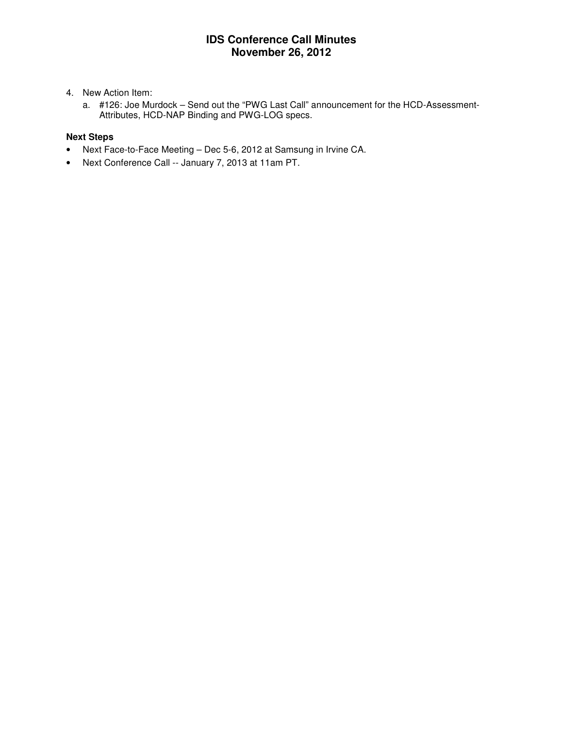4. New Action Item:
   a. #126: Joe Murdock – Send out the "PWG Last Call" announcement for the HCD-Assessment-Attributes, HCD-NAP Binding and PWG-LOG specs.

**Next Steps**

- Next Face-to-Face Meeting – Dec 5-6, 2012 at Samsung in Irvine CA.
- Next Conference Call -- January 7, 2013 at 11am PT.